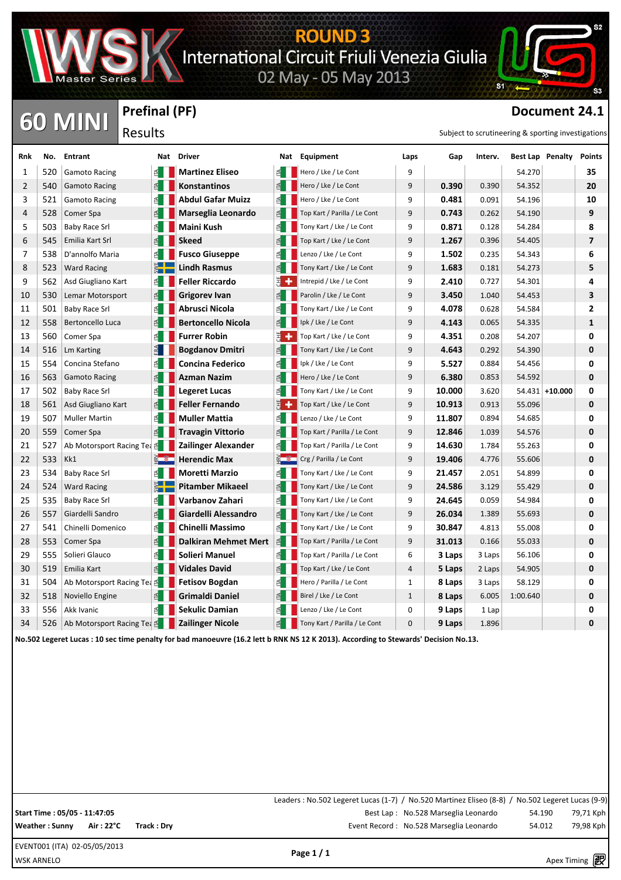# WSK Master Series

## ROUND 3
International Circuit Friuli Venezia Giulia
02 May - 05 May 2013

## 60 MINI

### Prefinal (PF)
Results

**Document 24.1**

Subject to scrutineering & sporting investigations

| Rnk | No. | Entrant | Nat | Driver | Nat | Equipment | Laps | Gap | Interv. | Best Lap | Penalty | Points |
|---|---|---|---|---|---|---|---|---|---|---|---|---|
| 1 | 520 | Gamoto Racing | ITA | **Martinez Eliseo** | ITA | Hero / Lke / Le Cont | 9 | | | 54.270 | | **35** |
| 2 | 540 | Gamoto Racing | ITA | **Konstantinos** | ITA | Hero / Lke / Le Cont | 9 | **0.390** | 0.390 | 54.352 | | **20** |
| 3 | 521 | Gamoto Racing | ITA | **Abdul Gafar Muizz** | ITA | Hero / Lke / Le Cont | 9 | **0.481** | 0.091 | 54.196 | | **10** |
| 4 | 528 | Comer Spa | ITA | **Marseglia Leonardo** | ITA | Top Kart / Parilla / Le Cont | 9 | **0.743** | 0.262 | 54.190 | | **9** |
| 5 | 503 | Baby Race Srl | ITA | **Maini Kush** | ITA | Tony Kart / Lke / Le Cont | 9 | **0.871** | 0.128 | 54.284 | | **8** |
| 6 | 545 | Emilia Kart Srl | ITA | **Skeed** | ITA | Top Kart / Lke / Le Cont | 9 | **1.267** | 0.396 | 54.405 | | **7** |
| 7 | 538 | D'annolfo Maria | ITA | **Fusco Giuseppe** | ITA | Lenzo / Lke / Le Cont | 9 | **1.502** | 0.235 | 54.343 | | **6** |
| 8 | 523 | Ward Racing | SWE | **Lindh Rasmus** | ITA | Tony Kart / Lke / Le Cont | 9 | **1.683** | 0.181 | 54.273 | | **5** |
| 9 | 562 | Asd Giugliano Kart | ITA | **Feller Riccardo** | CHE | Intrepid / Lke / Le Cont | 9 | **2.410** | 0.727 | 54.301 | | **4** |
| 10 | 530 | Lemar Motorsport | ITA | **Grigorev Ivan** | ITA | Parolin / Lke / Le Cont | 9 | **3.450** | 1.040 | 54.453 | | **3** |
| 11 | 501 | Baby Race Srl | ITA | **Abrusci Nicola** | ITA | Tony Kart / Lke / Le Cont | 9 | **4.078** | 0.628 | 54.584 | | **2** |
| 12 | 558 | Bertoncello Luca | ITA | **Bertoncello Nicola** | ITA | Ipk / Lke / Le Cont | 9 | **4.143** | 0.065 | 54.335 | | **1** |
| 13 | 560 | Comer Spa | ITA | **Furrer Robin** | CHE | Top Kart / Lke / Le Cont | 9 | **4.351** | 0.208 | 54.207 | | **0** |
| 14 | 516 | Lm Karting | FRA | **Bogdanov Dmitri** | ITA | Tony Kart / Lke / Le Cont | 9 | **4.643** | 0.292 | 54.390 | | **0** |
| 15 | 554 | Concina Stefano | ITA | **Concina Federico** | ITA | Ipk / Lke / Le Cont | 9 | **5.527** | 0.884 | 54.456 | | **0** |
| 16 | 563 | Gamoto Racing | ITA | **Azman Nazim** | ITA | Hero / Lke / Le Cont | 9 | **6.380** | 0.853 | 54.592 | | **0** |
| 17 | 502 | Baby Race Srl | ITA | **Legeret Lucas** | ITA | Tony Kart / Lke / Le Cont | 9 | **10.000** | 3.620 | 54.431 | **+10.000** | **0** |
| 18 | 561 | Asd Giugliano Kart | ITA | **Feller Fernando** | CHE | Top Kart / Lke / Le Cont | 9 | **10.913** | 0.913 | 55.096 | | **0** |
| 19 | 507 | Muller Martin | ITA | **Muller Mattia** | ITA | Lenzo / Lke / Le Cont | 9 | **11.807** | 0.894 | 54.685 | | **0** |
| 20 | 559 | Comer Spa | ITA | **Travagin Vittorio** | ITA | Top Kart / Parilla / Le Cont | 9 | **12.846** | 1.039 | 54.576 | | **0** |
| 21 | 527 | Ab Motorsport Racing Tea | ITA | **Zailinger Alexander** | ITA | Top Kart / Parilla / Le Cont | 9 | **14.630** | 1.784 | 55.263 | | **0** |
| 22 | 533 | Kk1 | HRV | **Herendic Max** | HRV | Crg / Parilla / Le Cont | 9 | **19.406** | 4.776 | 55.606 | | **0** |
| 23 | 534 | Baby Race Srl | ITA | **Moretti Marzio** | ITA | Tony Kart / Lke / Le Cont | 9 | **21.457** | 2.051 | 54.899 | | **0** |
| 24 | 524 | Ward Racing | SWE | **Pitamber Mikaeel** | ITA | Tony Kart / Lke / Le Cont | 9 | **24.586** | 3.129 | 55.429 | | **0** |
| 25 | 535 | Baby Race Srl | ITA | **Varbanov Zahari** | ITA | Tony Kart / Lke / Le Cont | 9 | **24.645** | 0.059 | 54.984 | | **0** |
| 26 | 557 | Giardelli Sandro | ITA | **Giardelli Alessandro** | ITA | Tony Kart / Lke / Le Cont | 9 | **26.034** | 1.389 | 55.693 | | **0** |
| 27 | 541 | Chinelli Domenico | ITA | **Chinelli Massimo** | ITA | Tony Kart / Lke / Le Cont | 9 | **30.847** | 4.813 | 55.008 | | **0** |
| 28 | 553 | Comer Spa | ITA | **Dalkiran Mehmet Mert** | ITA | Top Kart / Parilla / Le Cont | 9 | **31.013** | 0.166 | 55.033 | | **0** |
| 29 | 555 | Solieri Glauco | ITA | **Solieri Manuel** | ITA | Top Kart / Parilla / Le Cont | 6 | **3 Laps** | 3 Laps | 56.106 | | **0** |
| 30 | 519 | Emilia Kart | ITA | **Vidales David** | ITA | Top Kart / Lke / Le Cont | 4 | **5 Laps** | 2 Laps | 54.905 | | **0** |
| 31 | 504 | Ab Motorsport Racing Tea | ITA | **Fetisov Bogdan** | ITA | Hero / Parilla / Le Cont | 1 | **8 Laps** | 3 Laps | 58.129 | | **0** |
| 32 | 518 | Noviello Engine | ITA | **Grimaldi Daniel** | ITA | Birel / Lke / Le Cont | 1 | **8 Laps** | 6.005 | 1:00.640 | | **0** |
| 33 | 556 | Akk Ivanic | ITA | **Sekulic Damian** | ITA | Lenzo / Lke / Le Cont | 0 | **9 Laps** | 1 Lap | | | **0** |
| 34 | 526 | Ab Motorsport Racing Tea | ITA | **Zailinger Nicole** | ITA | Tony Kart / Parilla / Le Cont | 0 | **9 Laps** | 1.896 | | | **0** |

**No.502 Legeret Lucas : 10 sec time penalty for bad manoeuvre (16.2 lett b RNK NS 12 K 2013). According to Stewards' Decision No.13.**

Leaders : No.502 Legeret Lucas (1-7) / No.520 Martinez Eliseo (8-8) / No.502 Legeret Lucas (9-9)

**Start Time : 05/05 - 11:47:05**

**Weather : Sunny** **Air : 22°C** **Track : Dry**

Best Lap : No.528 Marseglia Leonardo 54.190 79,71 Kph

Event Record : No.528 Marseglia Leonardo 54.012 79,98 Kph

EVENT001 (ITA) 02-05/05/2013

WSK ARNELO

Apex Timing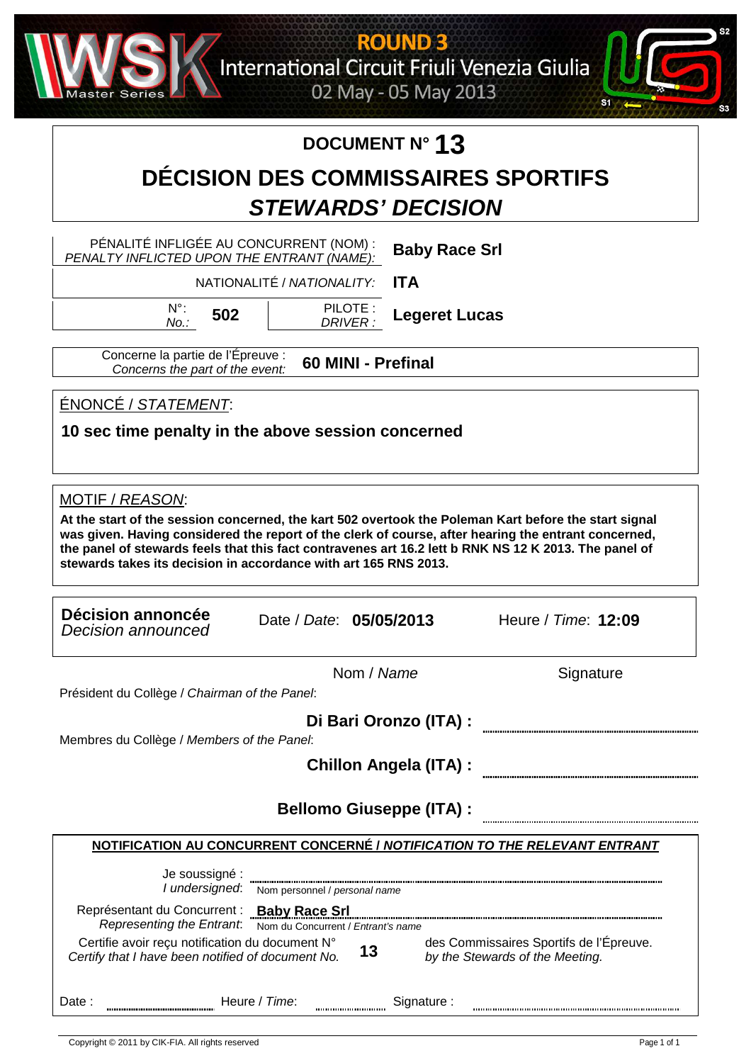ROUND 3
International Circuit Friuli Venezia Giulia
02 May - 05 May 2013

# DOCUMENT N° 13

# DÉCISION DES COMMISSAIRES SPORTIFS
## *STEWARDS' DECISION*

| | |
|---|---|
| PÉNALITÉ INFLIGÉE AU CONCURRENT (NOM) : *PENALTY INFLICTED UPON THE ENTRANT (NAME):* | **Baby Race Srl** |
| NATIONALITÉ / *NATIONALITY:* | **ITA** |
| N°: *No.:* **502** — PILOTE : *DRIVER :* | **Legeret Lucas** |

Concerne la partie de l'Épreuve : *Concerns the part of the event:* **60 MINI - Prefinal**

ÉNONCÉ / *STATEMENT*:

**10 sec time penalty in the above session concerned**

MOTIF / *REASON*:

**At the start of the session concerned, the kart 502 overtook the Poleman Kart before the start signal was given. Having considered the report of the clerk of course, after hearing the entrant concerned, the panel of stewards feels that this fact contravenes art 16.2 lett b RNK NS 12 K 2013. The panel of stewards takes its decision in accordance with art 165 RNS 2013.**

**Décision annoncée** *Decision announced* — Date / *Date*: **05/05/2013** — Heure / *Time*: **12:09**

| | Nom / *Name* | Signature |
|---|---|---|
| Président du Collège / *Chairman of the Panel*: | **Di Bari Oronzo (ITA) :** | |
| Membres du Collège / *Members of the Panel*: | **Chillon Angela (ITA) :** | |
| | **Bellomo Giuseppe (ITA) :** | |

**NOTIFICATION AU CONCURRENT CONCERNÉ / *NOTIFICATION TO THE RELEVANT ENTRANT***

Je soussigné : *I undersigned*: ______________ Nom personnel / *personal name*

Représentant du Concurrent : *Representing the Entrant*: **Baby Race Srl** Nom du Concurrent / *Entrant's name*

Certifie avoir reçu notification du document N° *Certify that I have been notified of document No.* **13** des Commissaires Sportifs de l'Épreuve. *by the Stewards of the Meeting.*

Date : ______________ Heure / *Time*: ______________ Signature : ______________

Copyright © 2011 by CIK-FIA. All rights reserved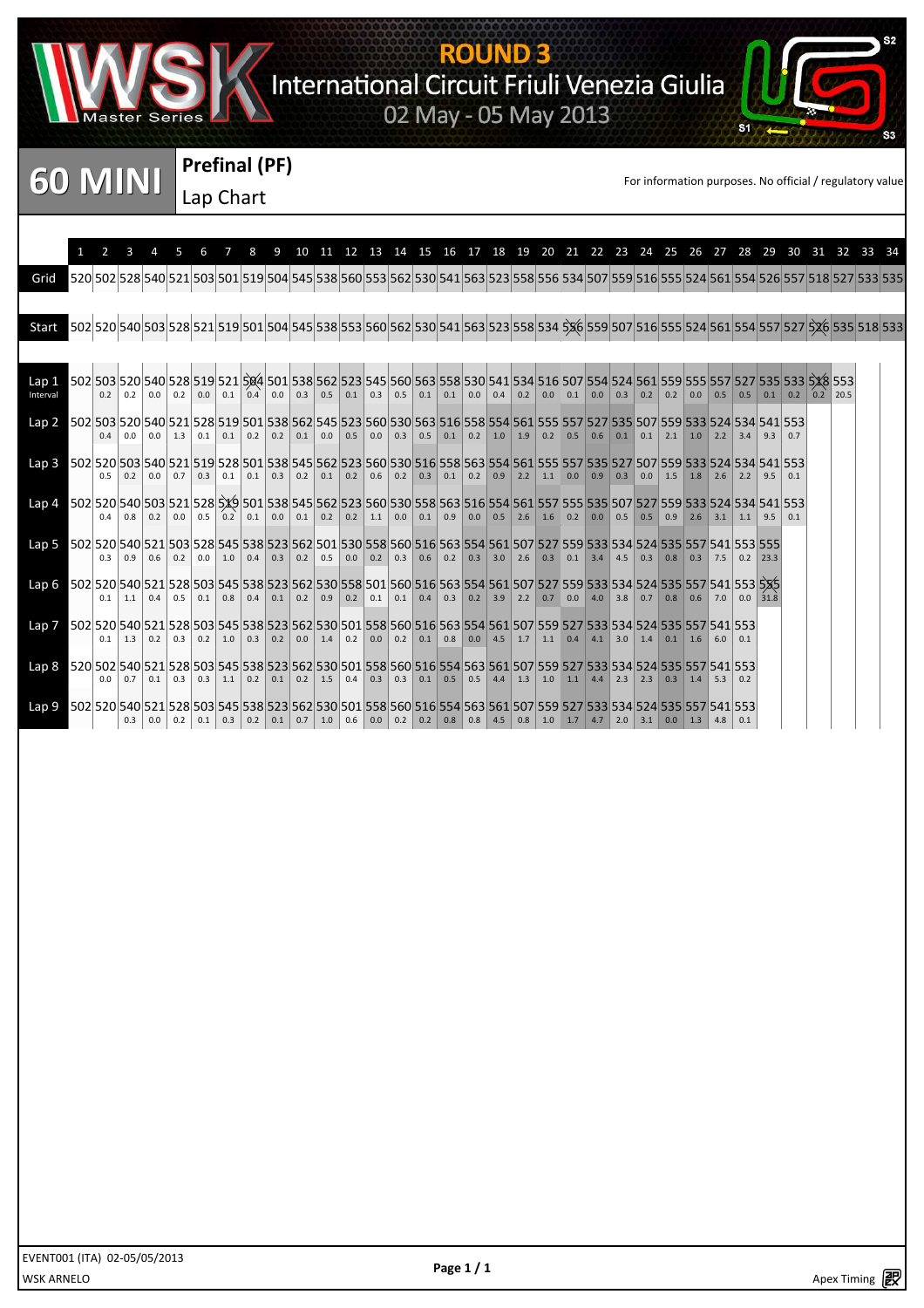# ROUND 3

International Circuit Friuli Venezia Giulia

02 May - 05 May 2013

## 60 MINI

**Prefinal (PF)**

Lap Chart

For information purposes. No official / regulatory value

| | 1 | 2 | 3 | 4 | 5 | 6 | 7 | 8 | 9 | 10 | 11 | 12 | 13 | 14 | 15 | 16 | 17 | 18 | 19 | 20 | 21 | 22 | 23 | 24 | 25 | 26 | 27 | 28 | 29 | 30 | 31 | 32 | 33 | 34 |
|---|---|---|---|---|---|---|---|---|---|---|---|---|---|---|---|---|---|---|---|---|---|---|---|---|---|---|---|---|---|---|---|---|---|---|
| Grid | 520 | 502 | 528 | 540 | 521 | 503 | 501 | 519 | 504 | 545 | 538 | 560 | 553 | 562 | 530 | 541 | 563 | 523 | 558 | 556 | 534 | 507 | 559 | 516 | 555 | 524 | 561 | 554 | 526 | 557 | 518 | 527 | 533 | 535 |
| Start | 502 | 520 | 540 | 503 | 528 | 521 | 519 | 501 | 504 | 545 | 538 | 553 | 560 | 562 | 530 | 541 | 563 | 523 | 558 | 534 | 556 | 559 | 507 | 516 | 555 | 524 | 561 | 554 | 557 | 527 | 526 | 535 | 518 | 533 |
| Lap 1 | 502 | 503 | 520 | 540 | 528 | 519 | 521 | 504 | 501 | 538 | 562 | 523 | 545 | 560 | 563 | 558 | 530 | 541 | 534 | 516 | 507 | 554 | 524 | 561 | 559 | 555 | 557 | 527 | 535 | 533 | 518 | 553 | | |
| Interval | | 0.2 | 0.2 | 0.0 | 0.2 | 0.0 | 0.1 | 0.4 | 0.0 | 0.3 | 0.5 | 0.1 | 0.3 | 0.5 | 0.1 | 0.1 | 0.0 | 0.4 | 0.2 | 0.0 | 0.1 | 0.0 | 0.3 | 0.2 | 0.2 | 0.0 | 0.5 | 0.5 | 0.1 | 0.2 | 0.2 | 20.5 | | |
| Lap 2 | 502 | 503 | 520 | 540 | 521 | 528 | 519 | 501 | 538 | 562 | 545 | 523 | 560 | 530 | 563 | 516 | 558 | 554 | 561 | 555 | 557 | 527 | 535 | 507 | 559 | 533 | 524 | 534 | 541 | 553 | | | | |
| | | 0.4 | 0.0 | 0.0 | 1.3 | 0.1 | 0.1 | 0.2 | 0.2 | 0.1 | 0.0 | 0.5 | 0.0 | 0.3 | 0.5 | 0.1 | 0.2 | 1.0 | 1.9 | 0.2 | 0.5 | 0.6 | 0.1 | 0.1 | 2.1 | 1.0 | 2.2 | 3.4 | 9.3 | 0.7 | | | | |
| Lap 3 | 502 | 520 | 503 | 540 | 521 | 519 | 528 | 501 | 538 | 545 | 562 | 523 | 560 | 530 | 516 | 558 | 563 | 554 | 561 | 555 | 557 | 535 | 527 | 507 | 559 | 533 | 524 | 534 | 541 | 553 | | | | |
| | | 0.5 | 0.2 | 0.0 | 0.7 | 0.3 | 0.1 | 0.1 | 0.3 | 0.2 | 0.1 | 0.2 | 0.6 | 0.2 | 0.3 | 0.1 | 0.2 | 0.9 | 2.2 | 1.1 | 0.0 | 0.9 | 0.3 | 0.0 | 1.5 | 1.8 | 2.6 | 2.2 | 9.5 | 0.1 | | | | |
| Lap 4 | 502 | 520 | 540 | 503 | 521 | 528 | 519 | 501 | 538 | 545 | 562 | 523 | 560 | 530 | 558 | 563 | 516 | 554 | 561 | 557 | 555 | 535 | 507 | 527 | 559 | 533 | 524 | 534 | 541 | 553 | | | | |
| | | 0.4 | 0.8 | 0.2 | 0.0 | 0.5 | 0.2 | 0.1 | 0.0 | 0.1 | 0.2 | 0.2 | 1.1 | 0.0 | 0.1 | 0.9 | 0.0 | 0.5 | 2.6 | 1.6 | 0.2 | 0.0 | 0.5 | 0.5 | 0.9 | 2.6 | 3.1 | 1.1 | 9.5 | 0.1 | | | | |
| Lap 5 | 502 | 520 | 540 | 521 | 503 | 528 | 545 | 538 | 523 | 562 | 501 | 530 | 558 | 560 | 516 | 563 | 554 | 561 | 507 | 527 | 559 | 533 | 534 | 524 | 535 | 557 | 541 | 553 | 555 | | | | | |
| | | 0.3 | 0.9 | 0.6 | 0.2 | 0.0 | 1.0 | 0.4 | 0.3 | 0.2 | 0.5 | 0.0 | 0.2 | 0.3 | 0.6 | 0.2 | 0.3 | 3.0 | 2.6 | 0.3 | 0.1 | 3.4 | 4.5 | 0.3 | 0.8 | 0.3 | 7.5 | 0.2 | 23.3 | | | | | |
| Lap 6 | 502 | 520 | 540 | 521 | 528 | 503 | 545 | 538 | 523 | 562 | 530 | 558 | 501 | 560 | 516 | 563 | 554 | 561 | 507 | 527 | 559 | 533 | 534 | 524 | 535 | 557 | 541 | 553 | 555 | | | | | |
| | | 0.1 | 1.1 | 0.4 | 0.5 | 0.1 | 0.8 | 0.4 | 0.1 | 0.2 | 0.9 | 0.2 | 0.1 | 0.1 | 0.4 | 0.3 | 0.2 | 3.9 | 2.2 | 0.7 | 0.0 | 4.0 | 3.8 | 0.7 | 0.8 | 0.6 | 7.0 | 0.0 | 31.8 | | | | | |
| Lap 7 | 502 | 520 | 540 | 521 | 528 | 503 | 545 | 538 | 523 | 562 | 530 | 501 | 558 | 560 | 516 | 563 | 554 | 561 | 507 | 559 | 527 | 533 | 534 | 524 | 535 | 557 | 541 | 553 | | | | | | |
| | | 0.1 | 1.3 | 0.2 | 0.3 | 0.2 | 1.0 | 0.3 | 0.2 | 0.0 | 1.4 | 0.2 | 0.0 | 0.2 | 0.1 | 0.8 | 0.0 | 4.5 | 1.7 | 1.1 | 0.4 | 4.1 | 3.0 | 1.4 | 0.1 | 1.6 | 6.0 | 0.1 | | | | | | |
| Lap 8 | 520 | 502 | 540 | 521 | 528 | 503 | 545 | 538 | 523 | 562 | 530 | 501 | 558 | 560 | 516 | 554 | 563 | 561 | 507 | 559 | 527 | 533 | 534 | 524 | 535 | 557 | 541 | 553 | | | | | | |
| | | 0.0 | 0.7 | 0.1 | 0.3 | 0.3 | 1.1 | 0.2 | 0.1 | 0.2 | 1.5 | 0.4 | 0.3 | 0.3 | 0.1 | 0.5 | 0.5 | 4.4 | 1.3 | 1.0 | 1.1 | 4.4 | 2.3 | 2.3 | 0.3 | 1.4 | 5.3 | 0.2 | | | | | | |
| Lap 9 | 502 | 520 | 540 | 521 | 528 | 503 | 545 | 538 | 523 | 562 | 530 | 501 | 558 | 560 | 516 | 554 | 563 | 561 | 507 | 559 | 527 | 533 | 534 | 524 | 535 | 557 | 541 | 553 | | | | | | |
| | | | 0.3 | 0.0 | 0.2 | 0.1 | 0.3 | 0.2 | 0.1 | 0.7 | 1.0 | 0.6 | 0.0 | 0.2 | 0.2 | 0.8 | 0.8 | 4.5 | 0.8 | 1.0 | 1.7 | 4.7 | 2.0 | 3.1 | 0.0 | 1.3 | 4.8 | 0.1 | | | | | | |

EVENT001 (ITA) 02-05/05/2013

WSK ARNELO

Apex Timing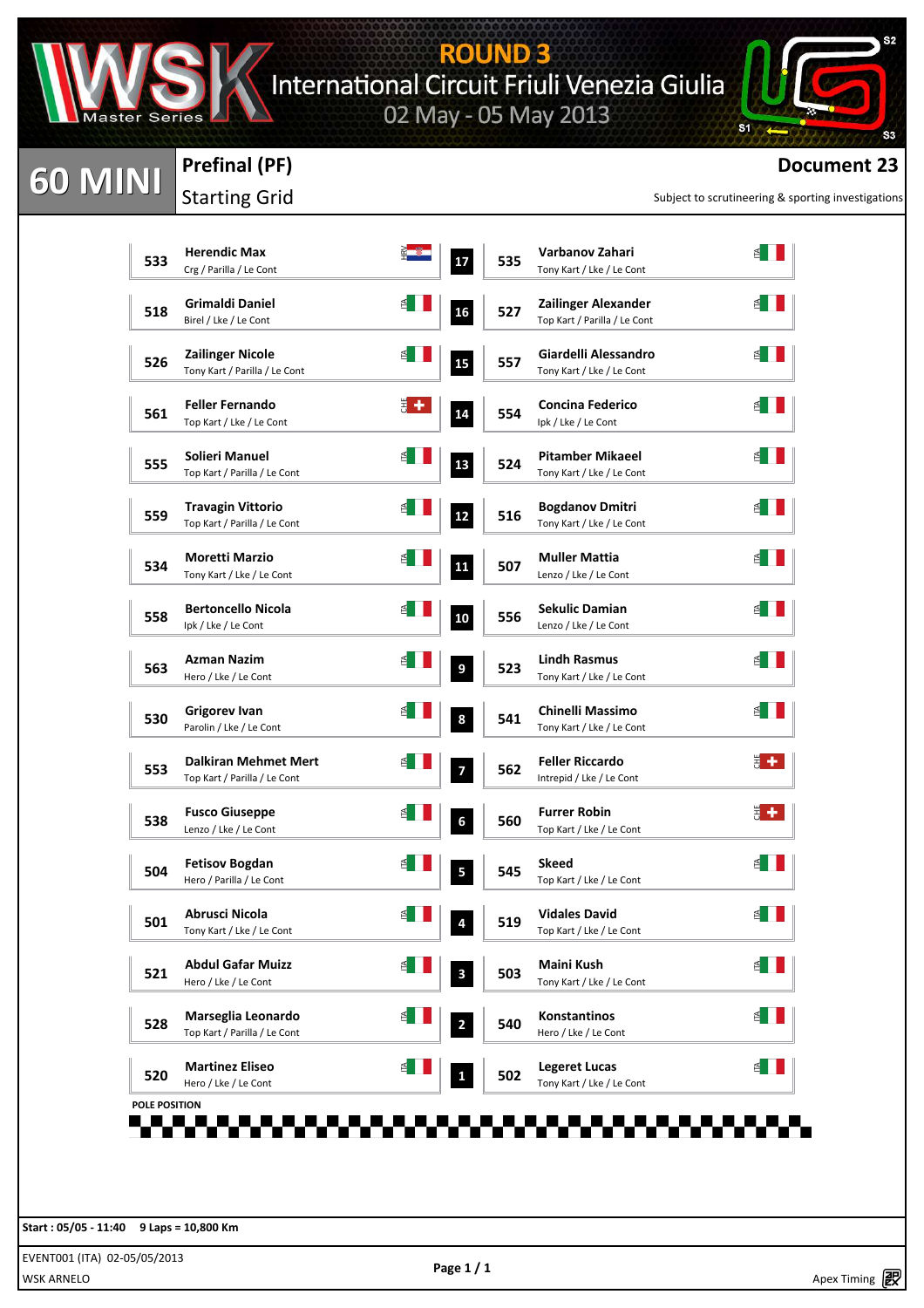# WSK Master Series

## ROUND 3
International Circuit Friuli Venezia Giulia
02 May - 05 May 2013

# 60 MINI

## Prefinal (PF)
Starting Grid

**Document 23**

Subject to scrutineering & sporting investigations

| No. | Driver | Chassis / Engine / Tyres | Nat. | Pos. | No. | Driver | Chassis / Engine / Tyres | Nat. |
|---|---|---|---|---|---|---|---|---|
| 533 | **Herendic Max** | Crg / Parilla / Le Cont | HRV | 17 | 535 | **Varbanov Zahari** | Tony Kart / Lke / Le Cont | ITA |
| 518 | **Grimaldi Daniel** | Birel / Lke / Le Cont | ITA | 16 | 527 | **Zailinger Alexander** | Top Kart / Parilla / Le Cont | ITA |
| 526 | **Zailinger Nicole** | Tony Kart / Parilla / Le Cont | ITA | 15 | 557 | **Giardelli Alessandro** | Tony Kart / Lke / Le Cont | ITA |
| 561 | **Feller Fernando** | Top Kart / Lke / Le Cont | CHE | 14 | 554 | **Concina Federico** | Ipk / Lke / Le Cont | ITA |
| 555 | **Solieri Manuel** | Top Kart / Parilla / Le Cont | ITA | 13 | 524 | **Pitamber Mikaeel** | Tony Kart / Lke / Le Cont | ITA |
| 559 | **Travagin Vittorio** | Top Kart / Parilla / Le Cont | ITA | 12 | 516 | **Bogdanov Dmitri** | Tony Kart / Lke / Le Cont | ITA |
| 534 | **Moretti Marzio** | Tony Kart / Lke / Le Cont | ITA | 11 | 507 | **Muller Mattia** | Lenzo / Lke / Le Cont | ITA |
| 558 | **Bertoncello Nicola** | Ipk / Lke / Le Cont | ITA | 10 | 556 | **Sekulic Damian** | Lenzo / Lke / Le Cont | ITA |
| 563 | **Azman Nazim** | Hero / Lke / Le Cont | ITA | 9 | 523 | **Lindh Rasmus** | Tony Kart / Lke / Le Cont | ITA |
| 530 | **Grigorev Ivan** | Parolin / Lke / Le Cont | ITA | 8 | 541 | **Chinelli Massimo** | Tony Kart / Lke / Le Cont | ITA |
| 553 | **Dalkiran Mehmet Mert** | Top Kart / Parilla / Le Cont | ITA | 7 | 562 | **Feller Riccardo** | Intrepid / Lke / Le Cont | CHE |
| 538 | **Fusco Giuseppe** | Lenzo / Lke / Le Cont | ITA | 6 | 560 | **Furrer Robin** | Top Kart / Lke / Le Cont | CHE |
| 504 | **Fetisov Bogdan** | Hero / Parilla / Le Cont | ITA | 5 | 545 | **Skeed** | Top Kart / Lke / Le Cont | ITA |
| 501 | **Abrusci Nicola** | Tony Kart / Lke / Le Cont | ITA | 4 | 519 | **Vidales David** | Top Kart / Lke / Le Cont | ITA |
| 521 | **Abdul Gafar Muizz** | Hero / Lke / Le Cont | ITA | 3 | 503 | **Maini Kush** | Tony Kart / Lke / Le Cont | ITA |
| 528 | **Marseglia Leonardo** | Top Kart / Parilla / Le Cont | ITA | 2 | 540 | **Konstantinos** | Hero / Lke / Le Cont | ITA |
| 520 | **Martinez Eliseo** | Hero / Lke / Le Cont | ITA | 1 | 502 | **Legeret Lucas** | Tony Kart / Lke / Le Cont | ITA |

**POLE POSITION**

**Start : 05/05 - 11:40 9 Laps = 10,800 Km**

EVENT001 (ITA) 02-05/05/2013
WSK ARNELO

Apex Timing